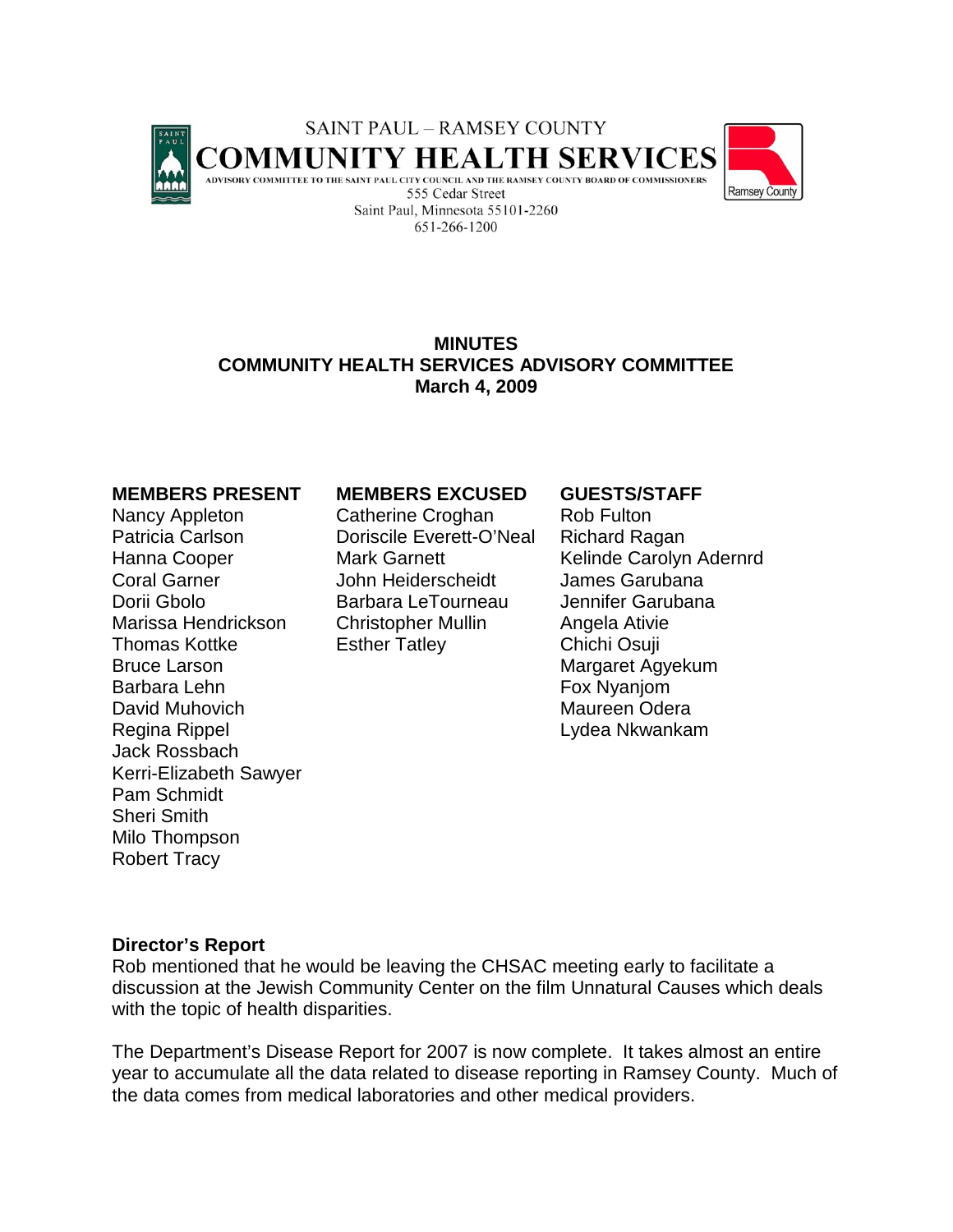SAINT PAUL – RAMSEY COUNTY

**COMMUNITY HEALTH SERVICES**

ADVISORY COMMITTEE TO THE SAINT PAUL CITY COUNCIL AND THE RAMSEY COUNTY BOARD OF COMMISSIONERS

555 Cedar Street
Saint Paul, Minnesota 55101-2260
651-266-1200

# MINUTES
# COMMUNITY HEALTH SERVICES ADVISORY COMMITTEE
# March 4, 2009

| MEMBERS PRESENT | MEMBERS EXCUSED | GUESTS/STAFF |
|---|---|---|
| Nancy Appleton | Catherine Croghan | Rob Fulton |
| Patricia Carlson | Doriscile Everett-O'Neal | Richard Ragan |
| Hanna Cooper | Mark Garnett | Kelinde Carolyn Adernrd |
| Coral Garner | John Heiderscheidt | James Garubana |
| Dorii Gbolo | Barbara LeTourneau | Jennifer Garubana |
| Marissa Hendrickson | Christopher Mullin | Angela Ativie |
| Thomas Kottke | Esther Tatley | Chichi Osuji |
| Bruce Larson | | Margaret Agyekum |
| Barbara Lehn | | Fox Nyanjom |
| David Muhovich | | Maureen Odera |
| Regina Rippel | | Lydea Nkwankam |
| Jack Rossbach | | |
| Kerri-Elizabeth Sawyer | | |
| Pam Schmidt | | |
| Sheri Smith | | |
| Milo Thompson | | |
| Robert Tracy | | |

**Director's Report**

Rob mentioned that he would be leaving the CHSAC meeting early to facilitate a discussion at the Jewish Community Center on the film Unnatural Causes which deals with the topic of health disparities.

The Department's Disease Report for 2007 is now complete. It takes almost an entire year to accumulate all the data related to disease reporting in Ramsey County. Much of the data comes from medical laboratories and other medical providers.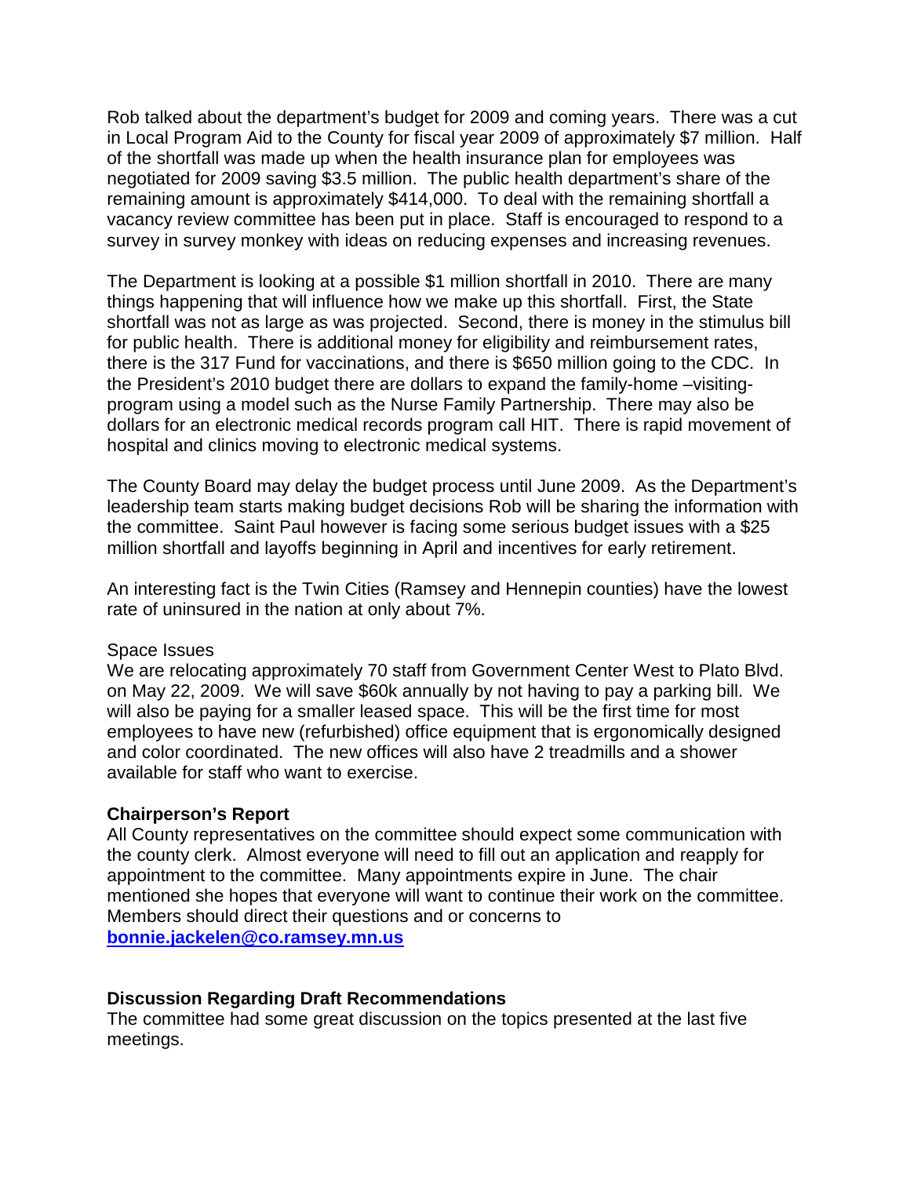Rob talked about the department's budget for 2009 and coming years. There was a cut in Local Program Aid to the County for fiscal year 2009 of approximately $7 million. Half of the shortfall was made up when the health insurance plan for employees was negotiated for 2009 saving $3.5 million. The public health department's share of the remaining amount is approximately $414,000. To deal with the remaining shortfall a vacancy review committee has been put in place. Staff is encouraged to respond to a survey in survey monkey with ideas on reducing expenses and increasing revenues.

The Department is looking at a possible $1 million shortfall in 2010. There are many things happening that will influence how we make up this shortfall. First, the State shortfall was not as large as was projected. Second, there is money in the stimulus bill for public health. There is additional money for eligibility and reimbursement rates, there is the 317 Fund for vaccinations, and there is $650 million going to the CDC. In the President's 2010 budget there are dollars to expand the family-home –visiting-program using a model such as the Nurse Family Partnership. There may also be dollars for an electronic medical records program call HIT. There is rapid movement of hospital and clinics moving to electronic medical systems.

The County Board may delay the budget process until June 2009. As the Department's leadership team starts making budget decisions Rob will be sharing the information with the committee. Saint Paul however is facing some serious budget issues with a $25 million shortfall and layoffs beginning in April and incentives for early retirement.

An interesting fact is the Twin Cities (Ramsey and Hennepin counties) have the lowest rate of uninsured in the nation at only about 7%.

Space Issues

We are relocating approximately 70 staff from Government Center West to Plato Blvd. on May 22, 2009. We will save $60k annually by not having to pay a parking bill. We will also be paying for a smaller leased space. This will be the first time for most employees to have new (refurbished) office equipment that is ergonomically designed and color coordinated. The new offices will also have 2 treadmills and a shower available for staff who want to exercise.

**Chairperson's Report**

All County representatives on the committee should expect some communication with the county clerk. Almost everyone will need to fill out an application and reapply for appointment to the committee. Many appointments expire in June. The chair mentioned she hopes that everyone will want to continue their work on the committee. Members should direct their questions and or concerns to **bonnie.jackelen@co.ramsey.mn.us**

**Discussion Regarding Draft Recommendations**

The committee had some great discussion on the topics presented at the last five meetings.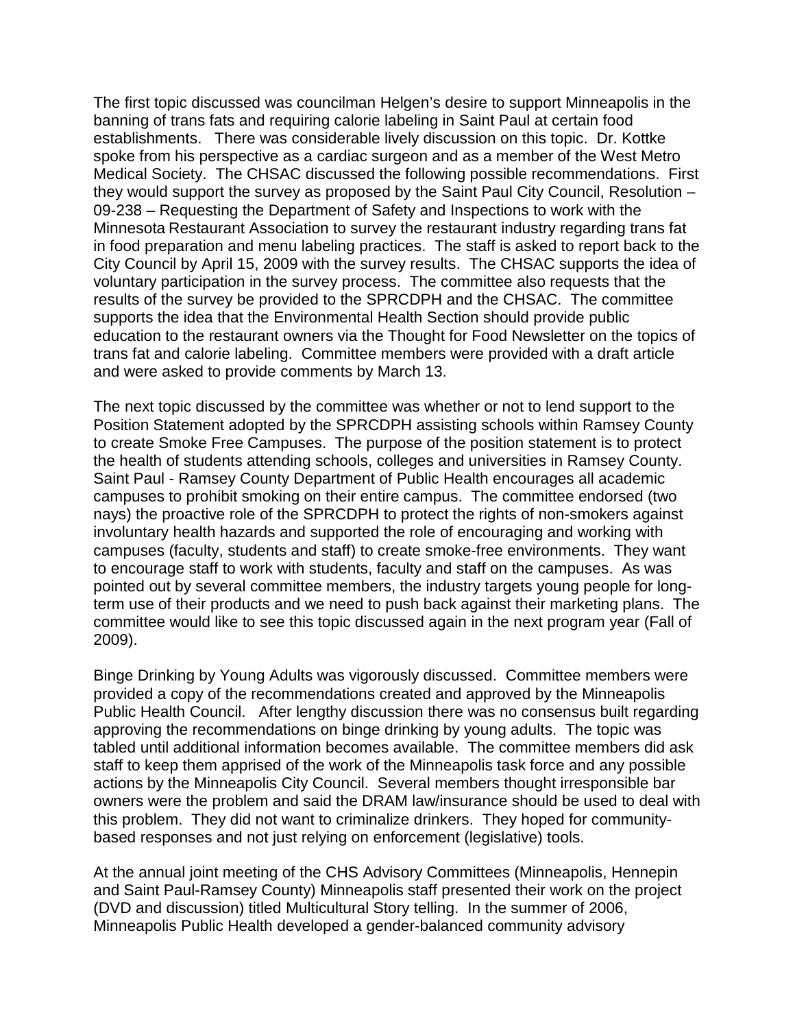The first topic discussed was councilman Helgen's desire to support Minneapolis in the banning of trans fats and requiring calorie labeling in Saint Paul at certain food establishments. There was considerable lively discussion on this topic. Dr. Kottke spoke from his perspective as a cardiac surgeon and as a member of the West Metro Medical Society. The CHSAC discussed the following possible recommendations. First they would support the survey as proposed by the Saint Paul City Council, Resolution – 09-238 – Requesting the Department of Safety and Inspections to work with the Minnesota Restaurant Association to survey the restaurant industry regarding trans fat in food preparation and menu labeling practices. The staff is asked to report back to the City Council by April 15, 2009 with the survey results. The CHSAC supports the idea of voluntary participation in the survey process. The committee also requests that the results of the survey be provided to the SPRCDPH and the CHSAC. The committee supports the idea that the Environmental Health Section should provide public education to the restaurant owners via the Thought for Food Newsletter on the topics of trans fat and calorie labeling. Committee members were provided with a draft article and were asked to provide comments by March 13.

The next topic discussed by the committee was whether or not to lend support to the Position Statement adopted by the SPRCDPH assisting schools within Ramsey County to create Smoke Free Campuses. The purpose of the position statement is to protect the health of students attending schools, colleges and universities in Ramsey County. Saint Paul - Ramsey County Department of Public Health encourages all academic campuses to prohibit smoking on their entire campus. The committee endorsed (two nays) the proactive role of the SPRCDPH to protect the rights of non-smokers against involuntary health hazards and supported the role of encouraging and working with campuses (faculty, students and staff) to create smoke-free environments. They want to encourage staff to work with students, faculty and staff on the campuses. As was pointed out by several committee members, the industry targets young people for long-term use of their products and we need to push back against their marketing plans. The committee would like to see this topic discussed again in the next program year (Fall of 2009).

Binge Drinking by Young Adults was vigorously discussed. Committee members were provided a copy of the recommendations created and approved by the Minneapolis Public Health Council. After lengthy discussion there was no consensus built regarding approving the recommendations on binge drinking by young adults. The topic was tabled until additional information becomes available. The committee members did ask staff to keep them apprised of the work of the Minneapolis task force and any possible actions by the Minneapolis City Council. Several members thought irresponsible bar owners were the problem and said the DRAM law/insurance should be used to deal with this problem. They did not want to criminalize drinkers. They hoped for community-based responses and not just relying on enforcement (legislative) tools.

At the annual joint meeting of the CHS Advisory Committees (Minneapolis, Hennepin and Saint Paul-Ramsey County) Minneapolis staff presented their work on the project (DVD and discussion) titled Multicultural Story telling. In the summer of 2006, Minneapolis Public Health developed a gender-balanced community advisory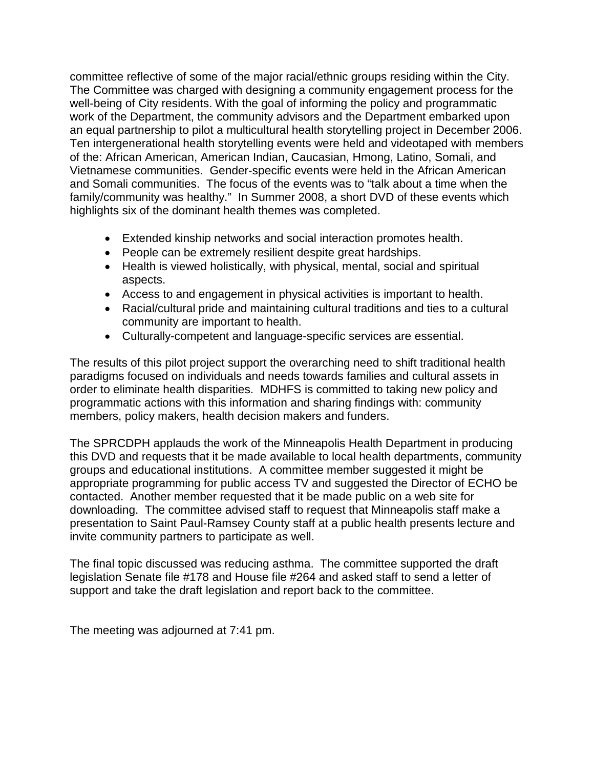committee reflective of some of the major racial/ethnic groups residing within the City. The Committee was charged with designing a community engagement process for the well-being of City residents. With the goal of informing the policy and programmatic work of the Department, the community advisors and the Department embarked upon an equal partnership to pilot a multicultural health storytelling project in December 2006. Ten intergenerational health storytelling events were held and videotaped with members of the: African American, American Indian, Caucasian, Hmong, Latino, Somali, and Vietnamese communities. Gender-specific events were held in the African American and Somali communities. The focus of the events was to "talk about a time when the family/community was healthy." In Summer 2008, a short DVD of these events which highlights six of the dominant health themes was completed.

- Extended kinship networks and social interaction promotes health.
- People can be extremely resilient despite great hardships.
- Health is viewed holistically, with physical, mental, social and spiritual aspects.
- Access to and engagement in physical activities is important to health.
- Racial/cultural pride and maintaining cultural traditions and ties to a cultural community are important to health.
- Culturally-competent and language-specific services are essential.

The results of this pilot project support the overarching need to shift traditional health paradigms focused on individuals and needs towards families and cultural assets in order to eliminate health disparities. MDHFS is committed to taking new policy and programmatic actions with this information and sharing findings with: community members, policy makers, health decision makers and funders.

The SPRCDPH applauds the work of the Minneapolis Health Department in producing this DVD and requests that it be made available to local health departments, community groups and educational institutions. A committee member suggested it might be appropriate programming for public access TV and suggested the Director of ECHO be contacted. Another member requested that it be made public on a web site for downloading. The committee advised staff to request that Minneapolis staff make a presentation to Saint Paul-Ramsey County staff at a public health presents lecture and invite community partners to participate as well.

The final topic discussed was reducing asthma. The committee supported the draft legislation Senate file #178 and House file #264 and asked staff to send a letter of support and take the draft legislation and report back to the committee.

The meeting was adjourned at 7:41 pm.